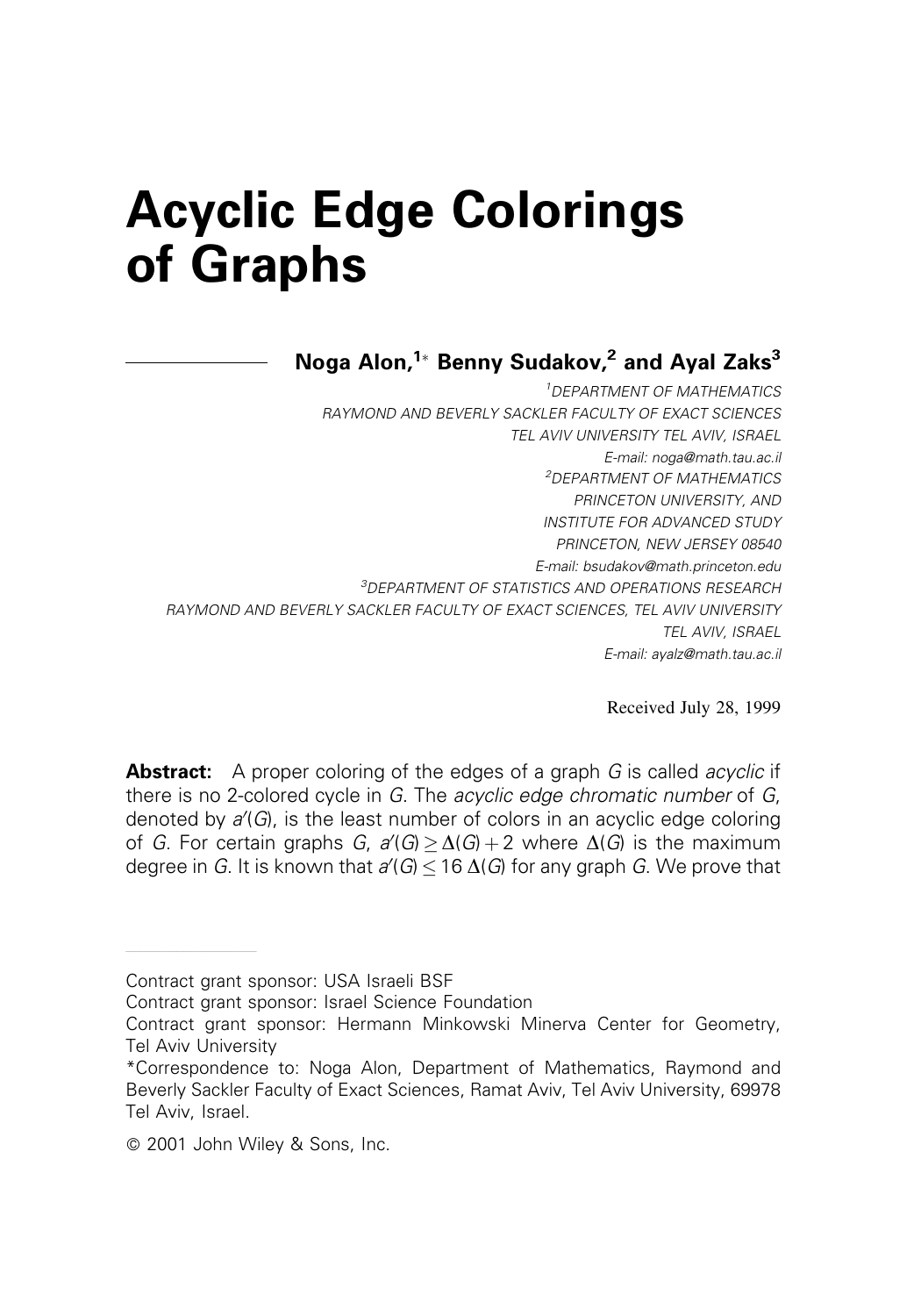# Acyclic Edge Colorings of Graphs

**Noga Alon,[1]* Benny Sudakov,[2] and Ayal Zaks[3]**

*[1]DEPARTMENT OF MATHEMATICS*
*RAYMOND AND BEVERLY SACKLER FACULTY OF EXACT SCIENCES*
*TEL AVIV UNIVERSITY TEL AVIV, ISRAEL*
*E-mail: noga@math.tau.ac.il*
*[2]DEPARTMENT OF MATHEMATICS*
*PRINCETON UNIVERSITY, AND*
*INSTITUTE FOR ADVANCED STUDY*
*PRINCETON, NEW JERSEY 08540*
*E-mail: bsudakov@math.princeton.edu*
*[3]DEPARTMENT OF STATISTICS AND OPERATIONS RESEARCH*
*RAYMOND AND BEVERLY SACKLER FACULTY OF EXACT SCIENCES, TEL AVIV UNIVERSITY*
*TEL AVIV, ISRAEL*
*E-mail: ayalz@math.tau.ac.il*

Received July 28, 1999

**Abstract:** A proper coloring of the edges of a graph $G$ is called *acyclic* if there is no 2-colored cycle in $G$. The *acyclic edge chromatic number* of $G$, denoted by $a'(G)$, is the least number of colors in an acyclic edge coloring of $G$. For certain graphs $G$, $a'(G) \geq \Delta(G) + 2$ where $\Delta(G)$ is the maximum degree in $G$. It is known that $a'(G) \leq 16\,\Delta(G)$ for any graph $G$. We prove that

---

Contract grant sponsor: USA Israeli BSF

Contract grant sponsor: Israel Science Foundation

Contract grant sponsor: Hermann Minkowski Minerva Center for Geometry, Tel Aviv University

*Correspondence to: Noga Alon, Department of Mathematics, Raymond and Beverly Sackler Faculty of Exact Sciences, Ramat Aviv, Tel Aviv University, 69978 Tel Aviv, Israel.

© 2001 John Wiley & Sons, Inc.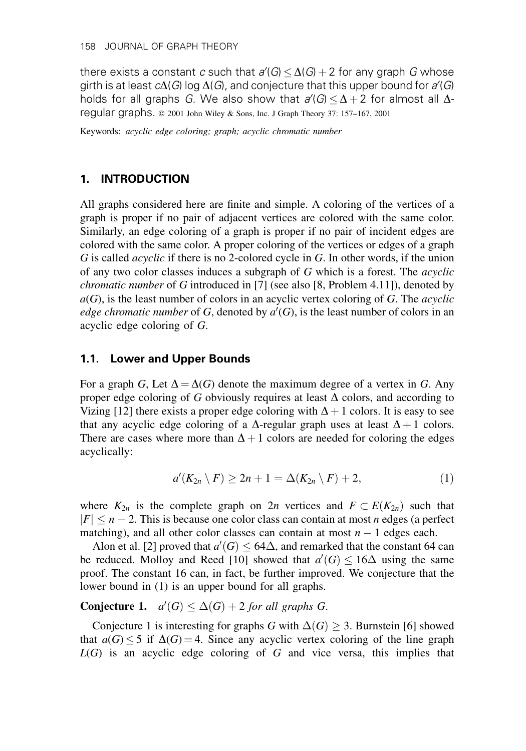there exists a constant $c$ such that $a'(G) \leq \Delta(G) + 2$ for any graph $G$ whose girth is at least $c\Delta(G) \log \Delta(G)$, and conjecture that this upper bound for $a'(G)$ holds for all graphs $G$. We also show that $a'(G) \leq \Delta + 2$ for almost all $\Delta$-regular graphs. © 2001 John Wiley & Sons, Inc. J Graph Theory 37: 157–167, 2001

Keywords: *acyclic edge coloring; graph; acyclic chromatic number*

## 1. INTRODUCTION

All graphs considered here are finite and simple. A coloring of the vertices of a graph is proper if no pair of adjacent vertices are colored with the same color. Similarly, an edge coloring of a graph is proper if no pair of incident edges are colored with the same color. A proper coloring of the vertices or edges of a graph $G$ is called *acyclic* if there is no 2-colored cycle in $G$. In other words, if the union of any two color classes induces a subgraph of $G$ which is a forest. The *acyclic chromatic number* of $G$ introduced in [7] (see also [8, Problem 4.11]), denoted by $a(G)$, is the least number of colors in an acyclic vertex coloring of $G$. The *acyclic edge chromatic number* of $G$, denoted by $a'(G)$, is the least number of colors in an acyclic edge coloring of $G$.

### 1.1. Lower and Upper Bounds

For a graph $G$, Let $\Delta = \Delta(G)$ denote the maximum degree of a vertex in $G$. Any proper edge coloring of $G$ obviously requires at least $\Delta$ colors, and according to Vizing [12] there exists a proper edge coloring with $\Delta + 1$ colors. It is easy to see that any acyclic edge coloring of a $\Delta$-regular graph uses at least $\Delta + 1$ colors. There are cases where more than $\Delta + 1$ colors are needed for coloring the edges acyclically:

$$a'(K_{2n} \setminus F) \geq 2n + 1 = \Delta(K_{2n} \setminus F) + 2, \tag{1}$$

where $K_{2n}$ is the complete graph on $2n$ vertices and $F \subset E(K_{2n})$ such that $|F| \leq n - 2$. This is because one color class can contain at most $n$ edges (a perfect matching), and all other color classes can contain at most $n - 1$ edges each.

Alon et al. [2] proved that $a'(G) \leq 64\Delta$, and remarked that the constant 64 can be reduced. Molloy and Reed [10] showed that $a'(G) \leq 16\Delta$ using the same proof. The constant 16 can, in fact, be further improved. We conjecture that the lower bound in (1) is an upper bound for all graphs.

**Conjecture 1.** *$a'(G) \leq \Delta(G) + 2$ for all graphs $G$.*

Conjecture 1 is interesting for graphs $G$ with $\Delta(G) \geq 3$. Burnstein [6] showed that $a(G) \leq 5$ if $\Delta(G) = 4$. Since any acyclic vertex coloring of the line graph $L(G)$ is an acyclic edge coloring of $G$ and vice versa, this implies that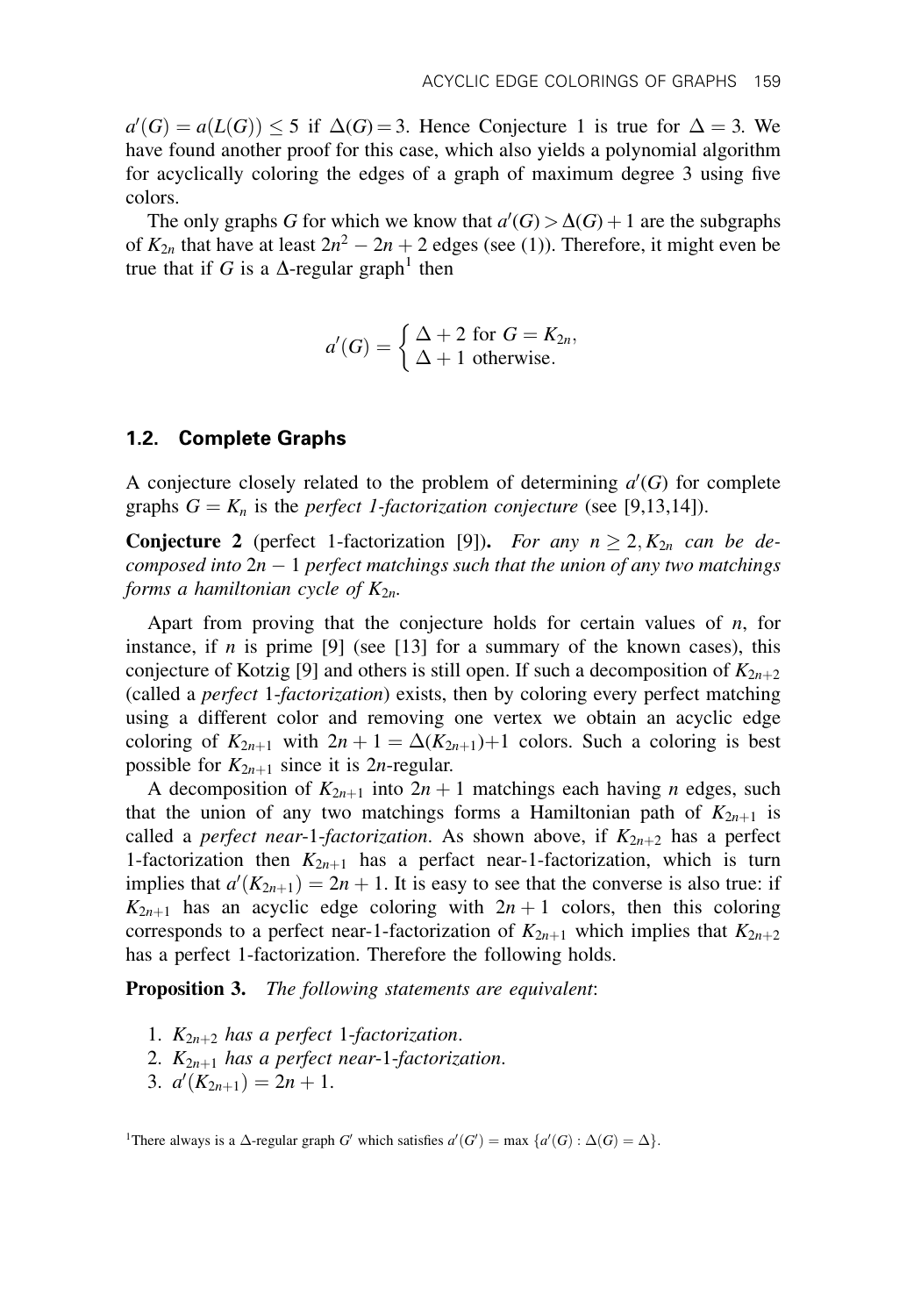$a'(G) = a(L(G)) \leq 5$ if $\Delta(G) = 3$. Hence Conjecture 1 is true for $\Delta = 3$. We have found another proof for this case, which also yields a polynomial algorithm for acyclically coloring the edges of a graph of maximum degree 3 using five colors.

The only graphs $G$ for which we know that $a'(G) > \Delta(G) + 1$ are the subgraphs of $K_{2n}$ that have at least $2n^2 - 2n + 2$ edges (see (1)). Therefore, it might even be true that if $G$ is a $\Delta$-regular graph[1] then

$$a'(G) = \begin{cases} \Delta + 2 \text{ for } G = K_{2n}, \\ \Delta + 1 \text{ otherwise.} \end{cases}$$

### 1.2. Complete Graphs

A conjecture closely related to the problem of determining $a'(G)$ for complete graphs $G = K_n$ is the *perfect 1-factorization conjecture* (see [9,13,14]).

**Conjecture 2** (perfect 1-factorization [9]). *For any $n \geq 2, K_{2n}$ can be decomposed into $2n - 1$ perfect matchings such that the union of any two matchings forms a hamiltonian cycle of $K_{2n}$.*

Apart from proving that the conjecture holds for certain values of $n$, for instance, if $n$ is prime [9] (see [13] for a summary of the known cases), this conjecture of Kotzig [9] and others is still open. If such a decomposition of $K_{2n+2}$ (called a *perfect* 1-*factorization*) exists, then by coloring every perfect matching using a different color and removing one vertex we obtain an acyclic edge coloring of $K_{2n+1}$ with $2n + 1 = \Delta(K_{2n+1})+1$ colors. Such a coloring is best possible for $K_{2n+1}$ since it is $2n$-regular.

A decomposition of $K_{2n+1}$ into $2n + 1$ matchings each having $n$ edges, such that the union of any two matchings forms a Hamiltonian path of $K_{2n+1}$ is called a *perfect near*-1-*factorization*. As shown above, if $K_{2n+2}$ has a perfect 1-factorization then $K_{2n+1}$ has a perfact near-1-factorization, which is turn implies that $a'(K_{2n+1}) = 2n + 1$. It is easy to see that the converse is also true: if $K_{2n+1}$ has an acyclic edge coloring with $2n + 1$ colors, then this coloring corresponds to a perfect near-1-factorization of $K_{2n+1}$ which implies that $K_{2n+2}$ has a perfect 1-factorization. Therefore the following holds.

**Proposition 3.** *The following statements are equivalent*:

1. *$K_{2n+2}$ has a perfect 1-factorization.*
2. *$K_{2n+1}$ has a perfect near-1-factorization.*
3. *$a'(K_{2n+1}) = 2n + 1$.*

[1] There always is a $\Delta$-regular graph $G'$ which satisfies $a'(G') = \max \{a'(G) : \Delta(G) = \Delta\}$.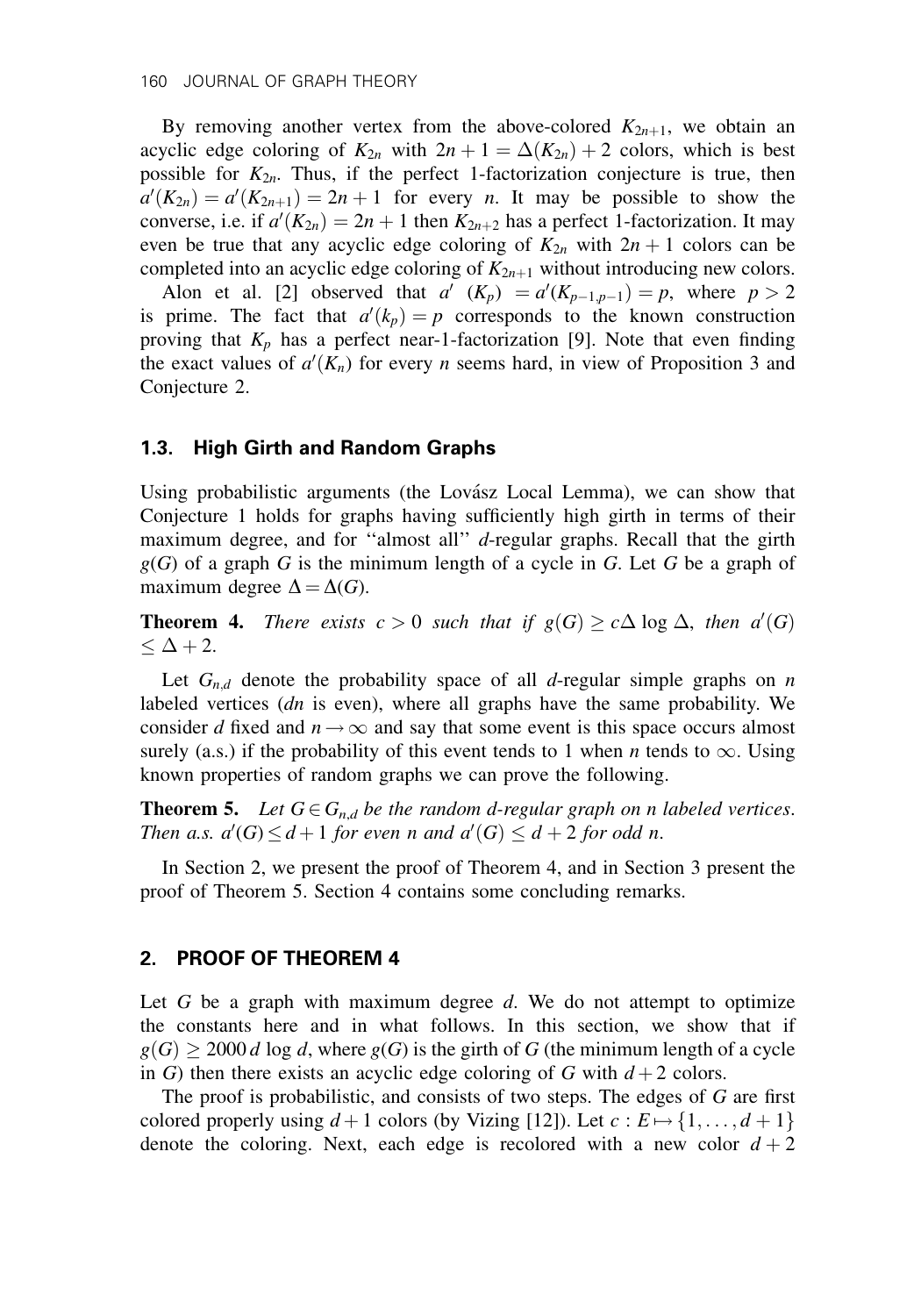By removing another vertex from the above-colored $K_{2n+1}$, we obtain an acyclic edge coloring of $K_{2n}$ with $2n+1 = \Delta(K_{2n}) + 2$ colors, which is best possible for $K_{2n}$. Thus, if the perfect 1-factorization conjecture is true, then $a'(K_{2n}) = a'(K_{2n+1}) = 2n+1$ for every $n$. It may be possible to show the converse, i.e. if $a'(K_{2n}) = 2n+1$ then $K_{2n+2}$ has a perfect 1-factorization. It may even be true that any acyclic edge coloring of $K_{2n}$ with $2n+1$ colors can be completed into an acyclic edge coloring of $K_{2n+1}$ without introducing new colors.

Alon et al. [2] observed that $a'(K_p) = a'(K_{p-1,p-1}) = p$, where $p > 2$ is prime. The fact that $a'(k_p) = p$ corresponds to the known construction proving that $K_p$ has a perfect near-1-factorization [9]. Note that even finding the exact values of $a'(K_n)$ for every $n$ seems hard, in view of Proposition 3 and Conjecture 2.

### 1.3. High Girth and Random Graphs

Using probabilistic arguments (the Lovász Local Lemma), we can show that Conjecture 1 holds for graphs having sufficiently high girth in terms of their maximum degree, and for "almost all" $d$-regular graphs. Recall that the girth $g(G)$ of a graph $G$ is the minimum length of a cycle in $G$. Let $G$ be a graph of maximum degree $\Delta = \Delta(G)$.

**Theorem 4.** *There exists $c > 0$ such that if $g(G) \geq c\Delta \log \Delta$, then $a'(G) \leq \Delta + 2$.*

Let $G_{n,d}$ denote the probability space of all $d$-regular simple graphs on $n$ labeled vertices ($dn$ is even), where all graphs have the same probability. We consider $d$ fixed and $n \to \infty$ and say that some event is this space occurs almost surely (a.s.) if the probability of this event tends to 1 when $n$ tends to $\infty$. Using known properties of random graphs we can prove the following.

**Theorem 5.** *Let $G \in G_{n,d}$ be the random $d$-regular graph on $n$ labeled vertices. Then a.s. $a'(G) \leq d+1$ for even $n$ and $a'(G) \leq d+2$ for odd $n$.*

In Section 2, we present the proof of Theorem 4, and in Section 3 present the proof of Theorem 5. Section 4 contains some concluding remarks.

## 2. PROOF OF THEOREM 4

Let $G$ be a graph with maximum degree $d$. We do not attempt to optimize the constants here and in what follows. In this section, we show that if $g(G) \geq 2000\, d \log d$, where $g(G)$ is the girth of $G$ (the minimum length of a cycle in $G$) then there exists an acyclic edge coloring of $G$ with $d+2$ colors.

The proof is probabilistic, and consists of two steps. The edges of $G$ are first colored properly using $d+1$ colors (by Vizing [12]). Let $c : E \mapsto \{1, \ldots, d+1\}$ denote the coloring. Next, each edge is recolored with a new color $d+2$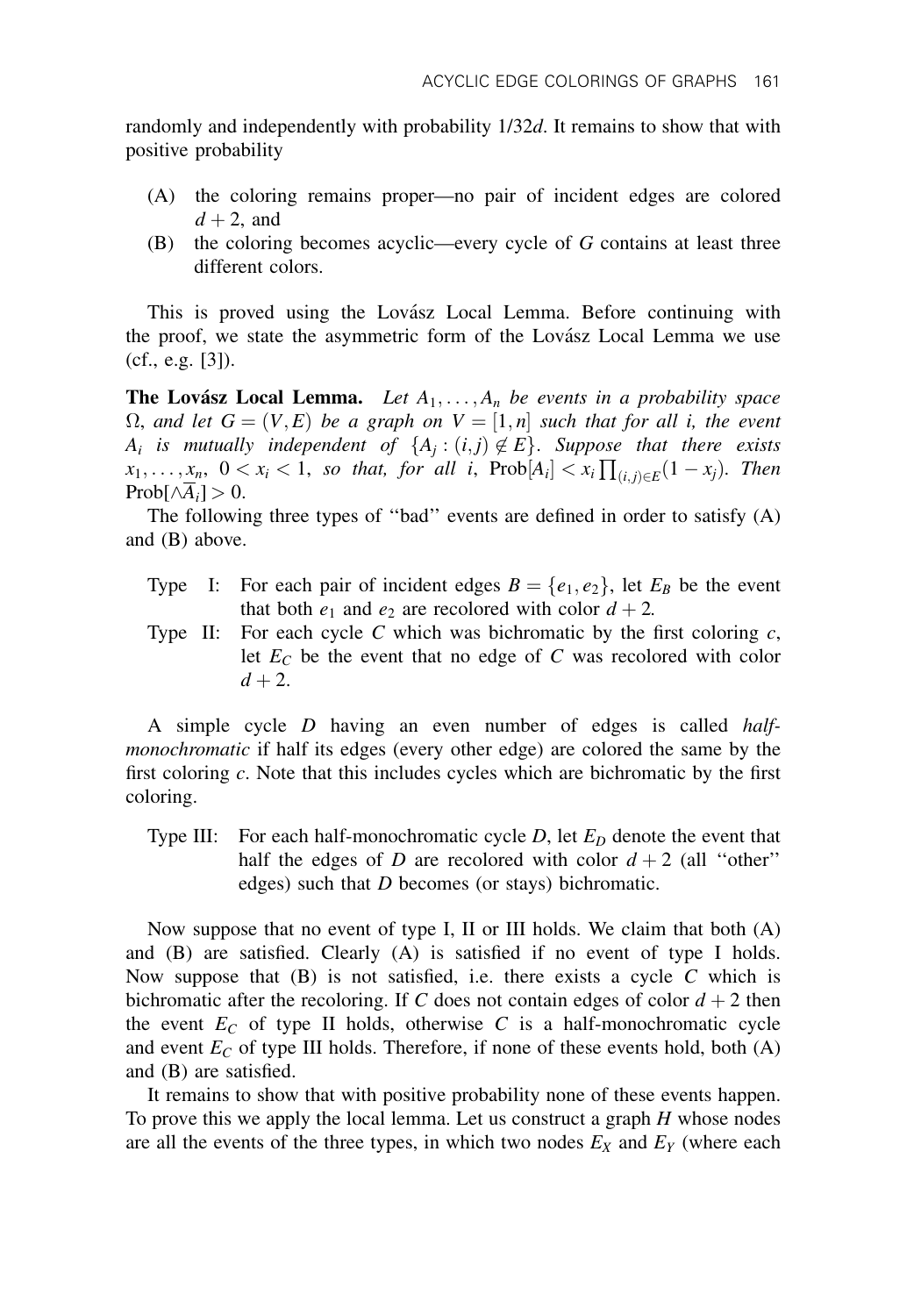randomly and independently with probability $1/32d$. It remains to show that with positive probability

(A) the coloring remains proper—no pair of incident edges are colored $d+2$, and

(B) the coloring becomes acyclic—every cycle of $G$ contains at least three different colors.

This is proved using the Lovász Local Lemma. Before continuing with the proof, we state the asymmetric form of the Lovász Local Lemma we use (cf., e.g. [3]).

**The Lovász Local Lemma.** *Let $A_1, \ldots, A_n$ be events in a probability space $\Omega$, and let $G = (V, E)$ be a graph on $V = [1, n]$ such that for all $i$, the event $A_i$ is mutually independent of $\{A_j : (i,j) \notin E\}$. Suppose that there exists $x_1, \ldots, x_n$, $0 < x_i < 1$, so that, for all $i$, $\text{Prob}[A_i] < x_i \prod_{(i,j) \in E} (1 - x_j)$. Then $\text{Prob}[\wedge \overline{A}_i] > 0$.*

The following three types of "bad" events are defined in order to satisfy (A) and (B) above.

Type I: For each pair of incident edges $B = \{e_1, e_2\}$, let $E_B$ be the event that both $e_1$ and $e_2$ are recolored with color $d+2$.

Type II: For each cycle $C$ which was bichromatic by the first coloring $c$, let $E_C$ be the event that no edge of $C$ was recolored with color $d+2$.

A simple cycle $D$ having an even number of edges is called *half-monochromatic* if half its edges (every other edge) are colored the same by the first coloring $c$. Note that this includes cycles which are bichromatic by the first coloring.

Type III: For each half-monochromatic cycle $D$, let $E_D$ denote the event that half the edges of $D$ are recolored with color $d+2$ (all "other" edges) such that $D$ becomes (or stays) bichromatic.

Now suppose that no event of type I, II or III holds. We claim that both (A) and (B) are satisfied. Clearly (A) is satisfied if no event of type I holds. Now suppose that (B) is not satisfied, i.e. there exists a cycle $C$ which is bichromatic after the recoloring. If $C$ does not contain edges of color $d+2$ then the event $E_C$ of type II holds, otherwise $C$ is a half-monochromatic cycle and event $E_C$ of type III holds. Therefore, if none of these events hold, both (A) and (B) are satisfied.

It remains to show that with positive probability none of these events happen. To prove this we apply the local lemma. Let us construct a graph $H$ whose nodes are all the events of the three types, in which two nodes $E_X$ and $E_Y$ (where each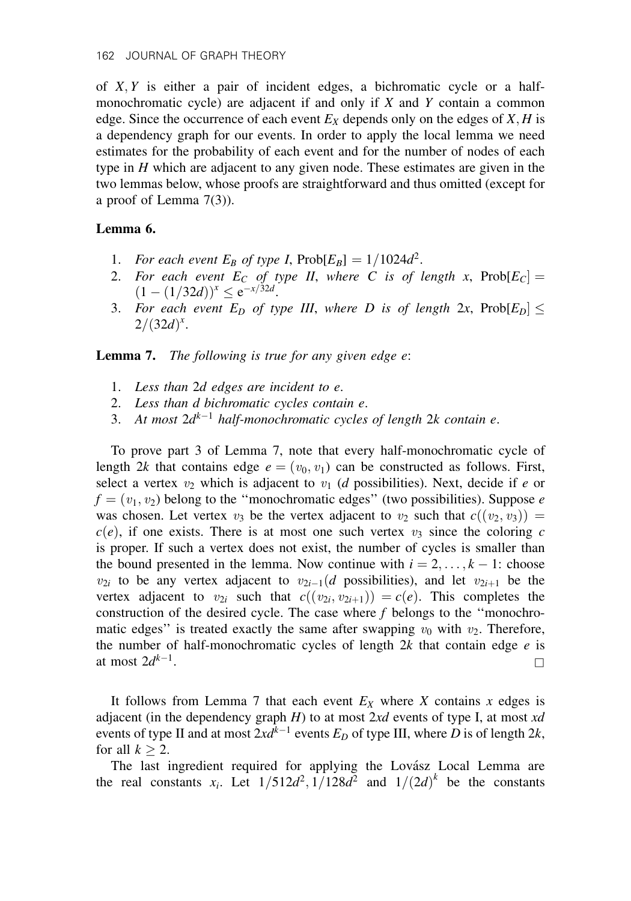of $X, Y$ is either a pair of incident edges, a bichromatic cycle or a half-monochromatic cycle) are adjacent if and only if $X$ and $Y$ contain a common edge. Since the occurrence of each event $E_X$ depends only on the edges of $X, H$ is a dependency graph for our events. In order to apply the local lemma we need estimates for the probability of each event and for the number of nodes of each type in $H$ which are adjacent to any given node. These estimates are given in the two lemmas below, whose proofs are straightforward and thus omitted (except for a proof of Lemma 7(3)).

**Lemma 6.**

1. *For each event $E_B$ of type I,* $\mathrm{Prob}[E_B] = 1/1024d^2$.
2. *For each event $E_C$ of type II, where $C$ is of length $x$,* $\mathrm{Prob}[E_C] = (1 - (1/32d))^x \leq \mathrm{e}^{-x/32d}$.
3. *For each event $E_D$ of type III, where $D$ is of length $2x$,* $\mathrm{Prob}[E_D] \leq 2/(32d)^x$.

**Lemma 7.** *The following is true for any given edge $e$:*

1. *Less than $2d$ edges are incident to $e$.*
2. *Less than $d$ bichromatic cycles contain $e$.*
3. *At most $2d^{k-1}$ half-monochromatic cycles of length $2k$ contain $e$.*

To prove part 3 of Lemma 7, note that every half-monochromatic cycle of length $2k$ that contains edge $e = (v_0, v_1)$ can be constructed as follows. First, select a vertex $v_2$ which is adjacent to $v_1$ ($d$ possibilities). Next, decide if $e$ or $f = (v_1, v_2)$ belong to the "monochromatic edges" (two possibilities). Suppose $e$ was chosen. Let vertex $v_3$ be the vertex adjacent to $v_2$ such that $c((v_2, v_3)) = c(e)$, if one exists. There is at most one such vertex $v_3$ since the coloring $c$ is proper. If such a vertex does not exist, the number of cycles is smaller than the bound presented in the lemma. Now continue with $i = 2, \ldots, k-1$: choose $v_{2i}$ to be any vertex adjacent to $v_{2i-1}$($d$ possibilities), and let $v_{2i+1}$ be the vertex adjacent to $v_{2i}$ such that $c((v_{2i}, v_{2i+1})) = c(e)$. This completes the construction of the desired cycle. The case where $f$ belongs to the "monochromatic edges" is treated exactly the same after swapping $v_0$ with $v_2$. Therefore, the number of half-monochromatic cycles of length $2k$ that contain edge $e$ is at most $2d^{k-1}$. $\square$

It follows from Lemma 7 that each event $E_X$ where $X$ contains $x$ edges is adjacent (in the dependency graph $H$) to at most $2xd$ events of type I, at most $xd$ events of type II and at most $2xd^{k-1}$ events $E_D$ of type III, where $D$ is of length $2k$, for all $k \geq 2$.

The last ingredient required for applying the Lovász Local Lemma are the real constants $x_i$. Let $1/512d^2, 1/128d^2$ and $1/(2d)^k$ be the constants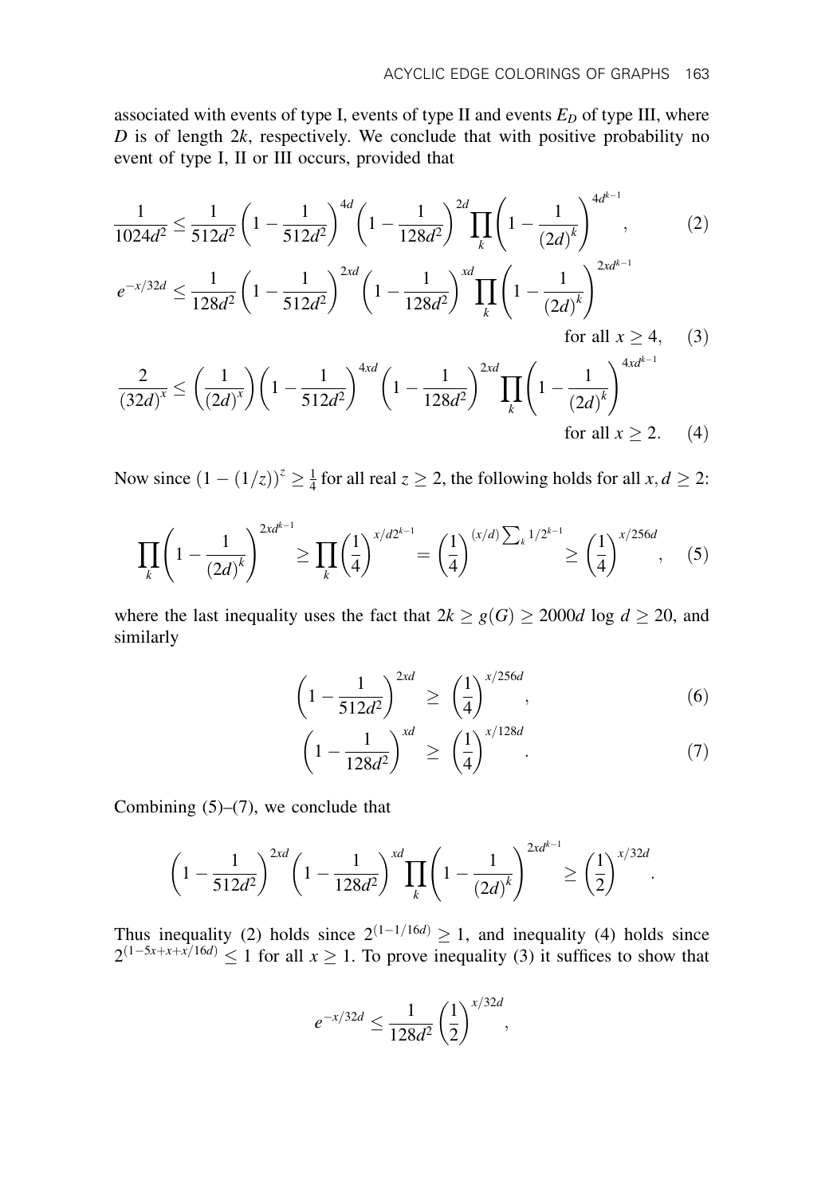associated with events of type I, events of type II and events $E_D$ of type III, where $D$ is of length $2k$, respectively. We conclude that with positive probability no event of type I, II or III occurs, provided that

$$\frac{1}{1024d^2} \le \frac{1}{512d^2}\left(1-\frac{1}{512d^2}\right)^{4d}\left(1-\frac{1}{128d^2}\right)^{2d}\prod_k\left(1-\frac{1}{(2d)^k}\right)^{4d^{k-1}}, \tag{2}$$

$$e^{-x/32d} \le \frac{1}{128d^2}\left(1-\frac{1}{512d^2}\right)^{2xd}\left(1-\frac{1}{128d^2}\right)^{xd}\prod_k\left(1-\frac{1}{(2d)^k}\right)^{2xd^{k-1}} \quad \text{for all } x \ge 4, \tag{3}$$

$$\frac{2}{(32d)^x} \le \left(\frac{1}{(2d)^x}\right)\left(1-\frac{1}{512d^2}\right)^{4xd}\left(1-\frac{1}{128d^2}\right)^{2xd}\prod_k\left(1-\frac{1}{(2d)^k}\right)^{4xd^{k-1}} \quad \text{for all } x \ge 2. \tag{4}$$

Now since $(1-(1/z))^z \ge \frac{1}{4}$ for all real $z \ge 2$, the following holds for all $x, d \ge 2$:

$$\prod_k\left(1-\frac{1}{(2d)^k}\right)^{2xd^{k-1}} \ge \prod_k\left(\frac{1}{4}\right)^{x/d2^{k-1}} = \left(\frac{1}{4}\right)^{(x/d)\sum_k 1/2^{k-1}} \ge \left(\frac{1}{4}\right)^{x/256d}, \tag{5}$$

where the last inequality uses the fact that $2k \ge g(G) \ge 2000d \log d \ge 20$, and similarly

$$\left(1-\frac{1}{512d^2}\right)^{2xd} \ \ge\ \left(\frac{1}{4}\right)^{x/256d}, \tag{6}$$

$$\left(1-\frac{1}{128d^2}\right)^{xd} \ \ge\ \left(\frac{1}{4}\right)^{x/128d}. \tag{7}$$

Combining (5)–(7), we conclude that

$$\left(1-\frac{1}{512d^2}\right)^{2xd}\left(1-\frac{1}{128d^2}\right)^{xd}\prod_k\left(1-\frac{1}{(2d)^k}\right)^{2xd^{k-1}} \ge \left(\frac{1}{2}\right)^{x/32d}.$$

Thus inequality (2) holds since $2^{(1-1/16d)} \ge 1$, and inequality (4) holds since $2^{(1-5x+x+x/16d)} \le 1$ for all $x \ge 1$. To prove inequality (3) it suffices to show that

$$e^{-x/32d} \le \frac{1}{128d^2}\left(\frac{1}{2}\right)^{x/32d},$$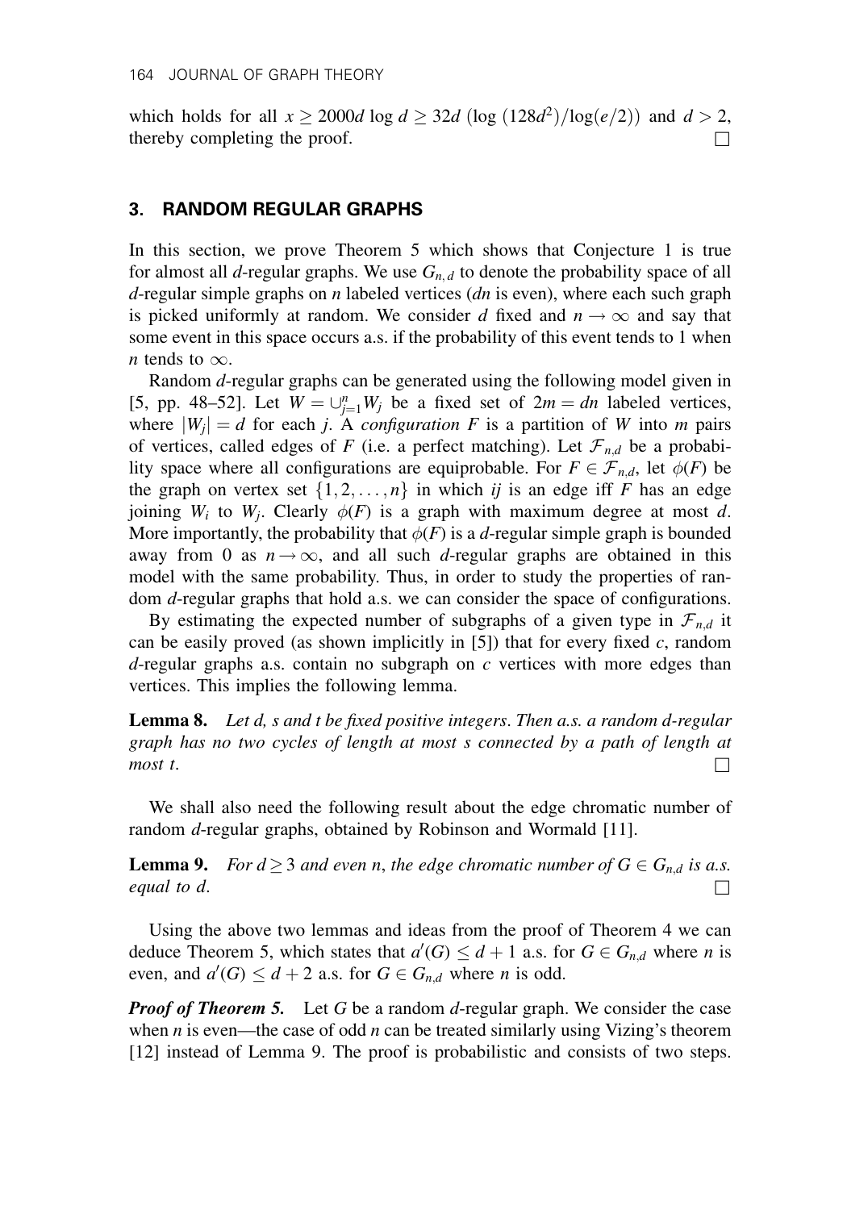which holds for all $x \geq 2000d \log d \geq 32d\ (\log\ (128d^2)/\log(e/2))$ and $d > 2$, thereby completing the proof. $\square$

## 3. RANDOM REGULAR GRAPHS

In this section, we prove Theorem 5 which shows that Conjecture 1 is true for almost all $d$-regular graphs. We use $G_{n,d}$ to denote the probability space of all $d$-regular simple graphs on $n$ labeled vertices ($dn$ is even), where each such graph is picked uniformly at random. We consider $d$ fixed and $n \to \infty$ and say that some event in this space occurs a.s. if the probability of this event tends to 1 when $n$ tends to $\infty$.

Random $d$-regular graphs can be generated using the following model given in [5, pp. 48–52]. Let $W = \cup_{j=1}^{n} W_j$ be a fixed set of $2m = dn$ labeled vertices, where $|W_j| = d$ for each $j$. A *configuration* $F$ is a partition of $W$ into $m$ pairs of vertices, called edges of $F$ (i.e. a perfect matching). Let $\mathcal{F}_{n,d}$ be a probability space where all configurations are equiprobable. For $F \in \mathcal{F}_{n,d}$, let $\phi(F)$ be the graph on vertex set $\{1, 2, \ldots, n\}$ in which $ij$ is an edge iff $F$ has an edge joining $W_i$ to $W_j$. Clearly $\phi(F)$ is a graph with maximum degree at most $d$. More importantly, the probability that $\phi(F)$ is a $d$-regular simple graph is bounded away from 0 as $n \to \infty$, and all such $d$-regular graphs are obtained in this model with the same probability. Thus, in order to study the properties of random $d$-regular graphs that hold a.s. we can consider the space of configurations.

By estimating the expected number of subgraphs of a given type in $\mathcal{F}_{n,d}$ it can be easily proved (as shown implicitly in [5]) that for every fixed $c$, random $d$-regular graphs a.s. contain no subgraph on $c$ vertices with more edges than vertices. This implies the following lemma.

**Lemma 8.** *Let $d$, $s$ and $t$ be fixed positive integers. Then a.s. a random $d$-regular graph has no two cycles of length at most $s$ connected by a path of length at most $t$.* $\square$

We shall also need the following result about the edge chromatic number of random $d$-regular graphs, obtained by Robinson and Wormald [11].

**Lemma 9.** *For $d \geq 3$ and even $n$, the edge chromatic number of $G \in G_{n,d}$ is a.s. equal to $d$.* $\square$

Using the above two lemmas and ideas from the proof of Theorem 4 we can deduce Theorem 5, which states that $a'(G) \leq d + 1$ a.s. for $G \in G_{n,d}$ where $n$ is even, and $a'(G) \leq d + 2$ a.s. for $G \in G_{n,d}$ where $n$ is odd.

***Proof of Theorem 5.*** Let $G$ be a random $d$-regular graph. We consider the case when $n$ is even—the case of odd $n$ can be treated similarly using Vizing's theorem [12] instead of Lemma 9. The proof is probabilistic and consists of two steps.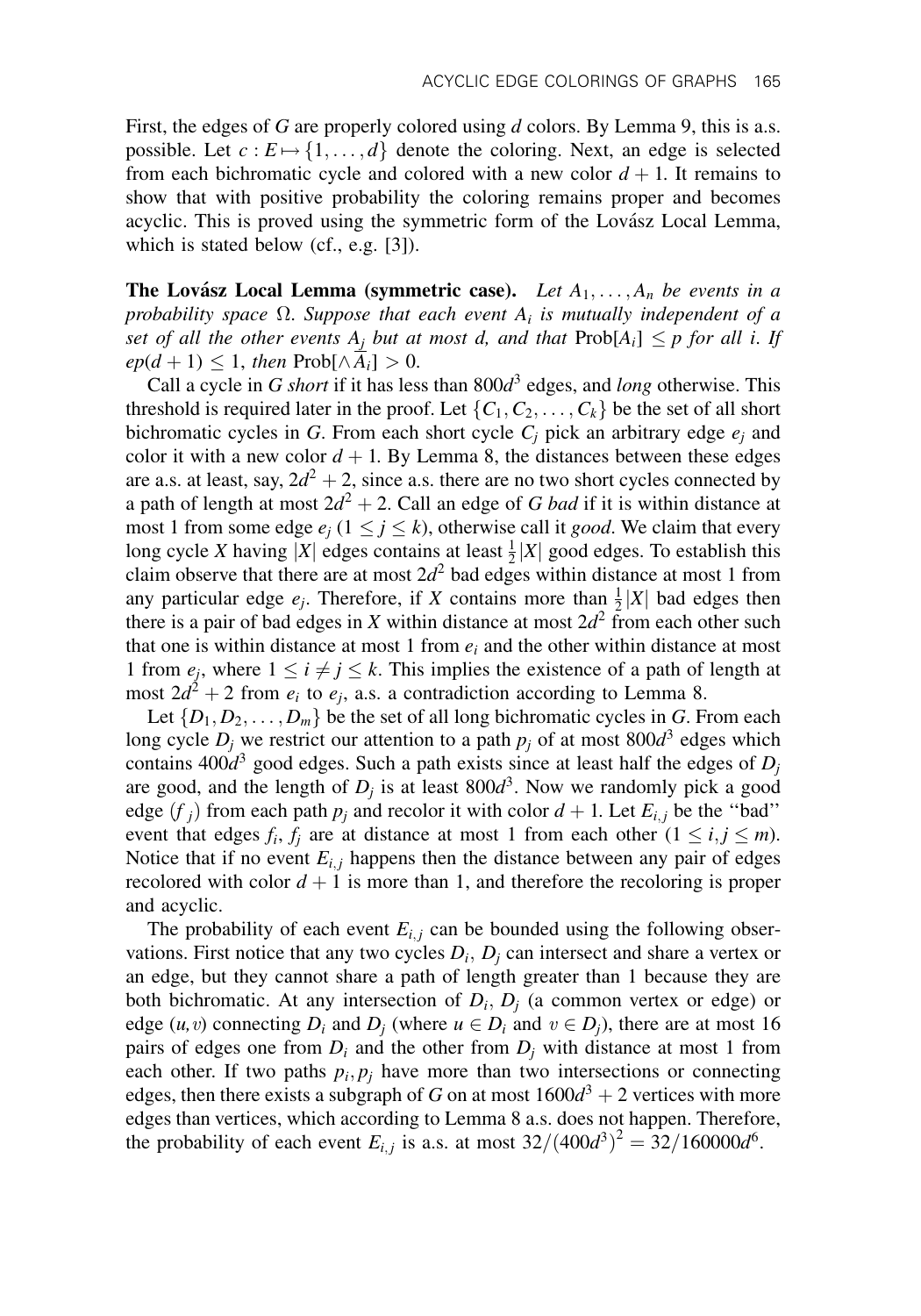First, the edges of $G$ are properly colored using $d$ colors. By Lemma 9, this is a.s. possible. Let $c : E \mapsto \{1, \ldots, d\}$ denote the coloring. Next, an edge is selected from each bichromatic cycle and colored with a new color $d + 1$. It remains to show that with positive probability the coloring remains proper and becomes acyclic. This is proved using the symmetric form of the Lovász Local Lemma, which is stated below (cf., e.g. [3]).

**The Lovász Local Lemma (symmetric case).** *Let $A_1, \ldots, A_n$ be events in a probability space $\Omega$. Suppose that each event $A_i$ is mutually independent of a set of all the other events $A_j$ but at most d, and that* $\text{Prob}[A_i] \leq p$ *for all i. If* $ep(d + 1) \leq 1$, *then* $\text{Prob}[\wedge \overline{A}_i] > 0$.

Call a cycle in $G$ *short* if it has less than $800d^3$ edges, and *long* otherwise. This threshold is required later in the proof. Let $\{C_1, C_2, \ldots, C_k\}$ be the set of all short bichromatic cycles in $G$. From each short cycle $C_j$ pick an arbitrary edge $e_j$ and color it with a new color $d + 1$. By Lemma 8, the distances between these edges are a.s. at least, say, $2d^2 + 2$, since a.s. there are no two short cycles connected by a path of length at most $2d^2 + 2$. Call an edge of $G$ *bad* if it is within distance at most 1 from some edge $e_j$ ($1 \leq j \leq k$), otherwise call it *good*. We claim that every long cycle $X$ having $|X|$ edges contains at least $\frac{1}{2}|X|$ good edges. To establish this claim observe that there are at most $2d^2$ bad edges within distance at most 1 from any particular edge $e_j$. Therefore, if $X$ contains more than $\frac{1}{2}|X|$ bad edges then there is a pair of bad edges in $X$ within distance at most $2d^2$ from each other such that one is within distance at most 1 from $e_i$ and the other within distance at most 1 from $e_j$, where $1 \leq i \neq j \leq k$. This implies the existence of a path of length at most $2d^2 + 2$ from $e_i$ to $e_j$, a.s. a contradiction according to Lemma 8.

Let $\{D_1, D_2, \ldots, D_m\}$ be the set of all long bichromatic cycles in $G$. From each long cycle $D_j$ we restrict our attention to a path $p_j$ of at most $800d^3$ edges which contains $400d^3$ good edges. Such a path exists since at least half the edges of $D_j$ are good, and the length of $D_j$ is at least $800d^3$. Now we randomly pick a good edge $(f_j)$ from each path $p_j$ and recolor it with color $d + 1$. Let $E_{i,j}$ be the "bad" event that edges $f_i$, $f_j$ are at distance at most 1 from each other ($1 \leq i, j \leq m$). Notice that if no event $E_{i,j}$ happens then the distance between any pair of edges recolored with color $d + 1$ is more than 1, and therefore the recoloring is proper and acyclic.

The probability of each event $E_{i,j}$ can be bounded using the following observations. First notice that any two cycles $D_i$, $D_j$ can intersect and share a vertex or an edge, but they cannot share a path of length greater than 1 because they are both bichromatic. At any intersection of $D_i$, $D_j$ (a common vertex or edge) or edge $(u, v)$ connecting $D_i$ and $D_j$ (where $u \in D_i$ and $v \in D_j$), there are at most 16 pairs of edges one from $D_i$ and the other from $D_j$ with distance at most 1 from each other. If two paths $p_i, p_j$ have more than two intersections or connecting edges, then there exists a subgraph of $G$ on at most $1600d^3 + 2$ vertices with more edges than vertices, which according to Lemma 8 a.s. does not happen. Therefore, the probability of each event $E_{i,j}$ is a.s. at most $32/(400d^3)^2 = 32/160000d^6$.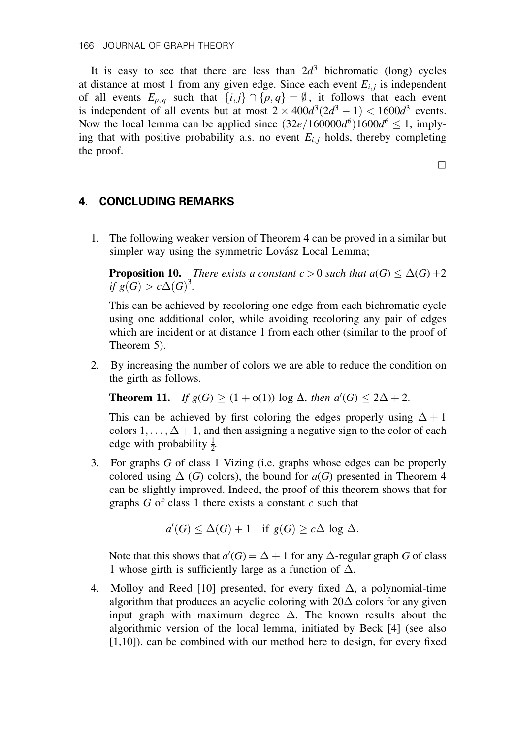It is easy to see that there are less than $2d^3$ bichromatic (long) cycles at distance at most 1 from any given edge. Since each event $E_{i,j}$ is independent of all events $E_{p,q}$ such that $\{i,j\} \cap \{p,q\} = \emptyset$, it follows that each event is independent of all events but at most $2 \times 400d^3(2d^3 - 1) < 1600d^3$ events. Now the local lemma can be applied since $(32e/160000d^6)1600d^6 \leq 1$, implying that with positive probability a.s. no event $E_{i,j}$ holds, thereby completing the proof.

□

## 4. CONCLUDING REMARKS

1. The following weaker version of Theorem 4 can be proved in a similar but simpler way using the symmetric Lovász Local Lemma;

   **Proposition 10.** *There exists a constant $c > 0$ such that $a(G) \leq \Delta(G) + 2$ if $g(G) > c\Delta(G)^3$.*

   This can be achieved by recoloring one edge from each bichromatic cycle using one additional color, while avoiding recoloring any pair of edges which are incident or at distance 1 from each other (similar to the proof of Theorem 5).

2. By increasing the number of colors we are able to reduce the condition on the girth as follows.

   **Theorem 11.** *If $g(G) \geq (1 + o(1)) \log \Delta$, then $a'(G) \leq 2\Delta + 2$.*

   This can be achieved by first coloring the edges properly using $\Delta + 1$ colors $1, \ldots, \Delta + 1$, and then assigning a negative sign to the color of each edge with probability $\frac{1}{2}$.

3. For graphs $G$ of class 1 Vizing (i.e. graphs whose edges can be properly colored using $\Delta$ $(G)$ colors), the bound for $a(G)$ presented in Theorem 4 can be slightly improved. Indeed, the proof of this theorem shows that for graphs $G$ of class 1 there exists a constant $c$ such that

   $$a'(G) \leq \Delta(G) + 1 \quad \text{if } g(G) \geq c\Delta \log \Delta.$$

   Note that this shows that $a'(G) = \Delta + 1$ for any $\Delta$-regular graph $G$ of class 1 whose girth is sufficiently large as a function of $\Delta$.

4. Molloy and Reed [10] presented, for every fixed $\Delta$, a polynomial-time algorithm that produces an acyclic coloring with $20\Delta$ colors for any given input graph with maximum degree $\Delta$. The known results about the algorithmic version of the local lemma, initiated by Beck [4] (see also [1,10]), can be combined with our method here to design, for every fixed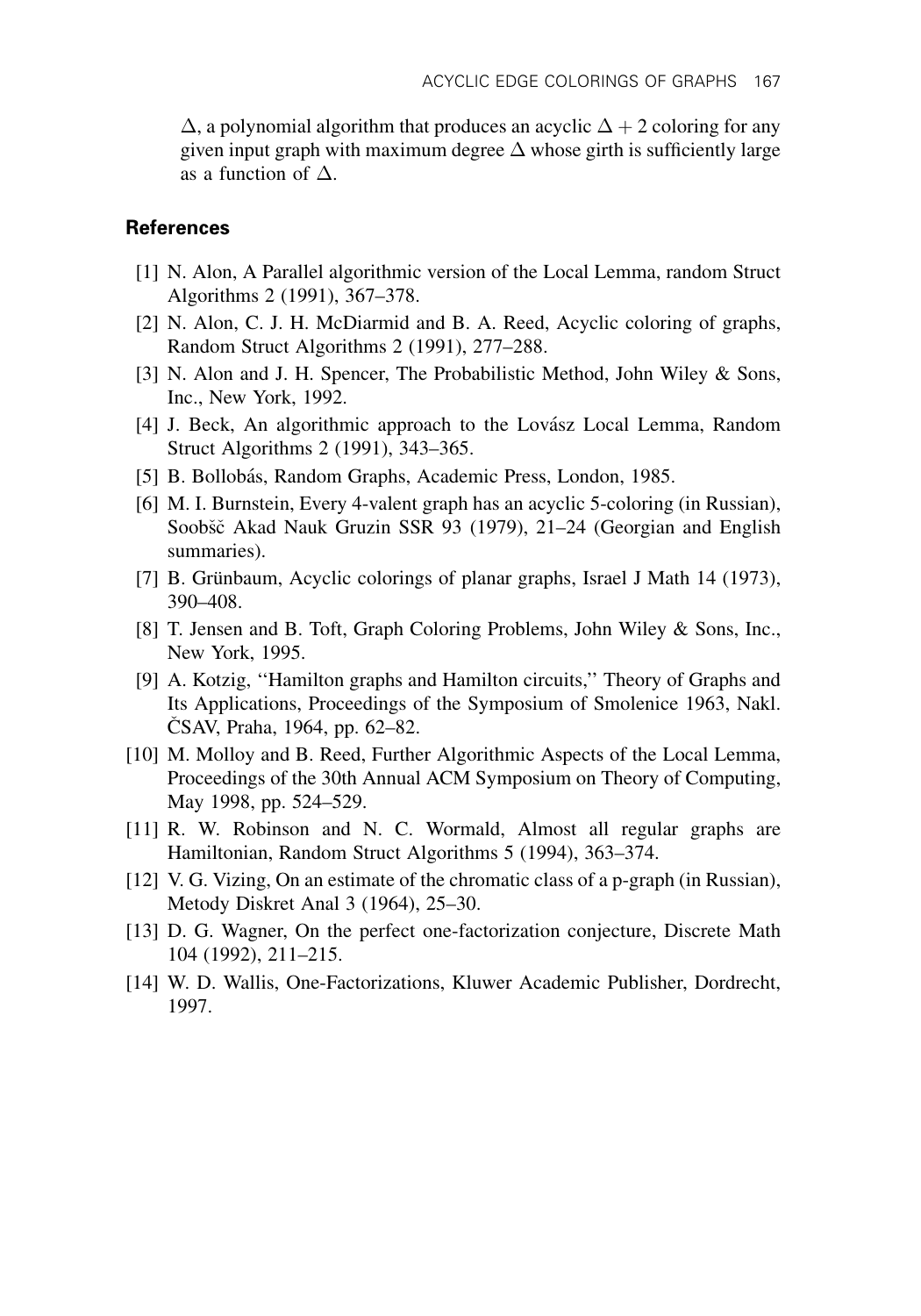$\Delta$, a polynomial algorithm that produces an acyclic $\Delta + 2$ coloring for any given input graph with maximum degree $\Delta$ whose girth is sufficiently large as a function of $\Delta$.

## References

[1] N. Alon, A Parallel algorithmic version of the Local Lemma, random Struct Algorithms 2 (1991), 367–378.

[2] N. Alon, C. J. H. McDiarmid and B. A. Reed, Acyclic coloring of graphs, Random Struct Algorithms 2 (1991), 277–288.

[3] N. Alon and J. H. Spencer, The Probabilistic Method, John Wiley & Sons, Inc., New York, 1992.

[4] J. Beck, An algorithmic approach to the Lovász Local Lemma, Random Struct Algorithms 2 (1991), 343–365.

[5] B. Bollobás, Random Graphs, Academic Press, London, 1985.

[6] M. I. Burnstein, Every 4-valent graph has an acyclic 5-coloring (in Russian), Soobšč Akad Nauk Gruzin SSR 93 (1979), 21–24 (Georgian and English summaries).

[7] B. Grünbaum, Acyclic colorings of planar graphs, Israel J Math 14 (1973), 390–408.

[8] T. Jensen and B. Toft, Graph Coloring Problems, John Wiley & Sons, Inc., New York, 1995.

[9] A. Kotzig, ''Hamilton graphs and Hamilton circuits,'' Theory of Graphs and Its Applications, Proceedings of the Symposium of Smolenice 1963, Nakl. ČSAV, Praha, 1964, pp. 62–82.

[10] M. Molloy and B. Reed, Further Algorithmic Aspects of the Local Lemma, Proceedings of the 30th Annual ACM Symposium on Theory of Computing, May 1998, pp. 524–529.

[11] R. W. Robinson and N. C. Wormald, Almost all regular graphs are Hamiltonian, Random Struct Algorithms 5 (1994), 363–374.

[12] V. G. Vizing, On an estimate of the chromatic class of a p-graph (in Russian), Metody Diskret Anal 3 (1964), 25–30.

[13] D. G. Wagner, On the perfect one-factorization conjecture, Discrete Math 104 (1992), 211–215.

[14] W. D. Wallis, One-Factorizations, Kluwer Academic Publisher, Dordrecht, 1997.